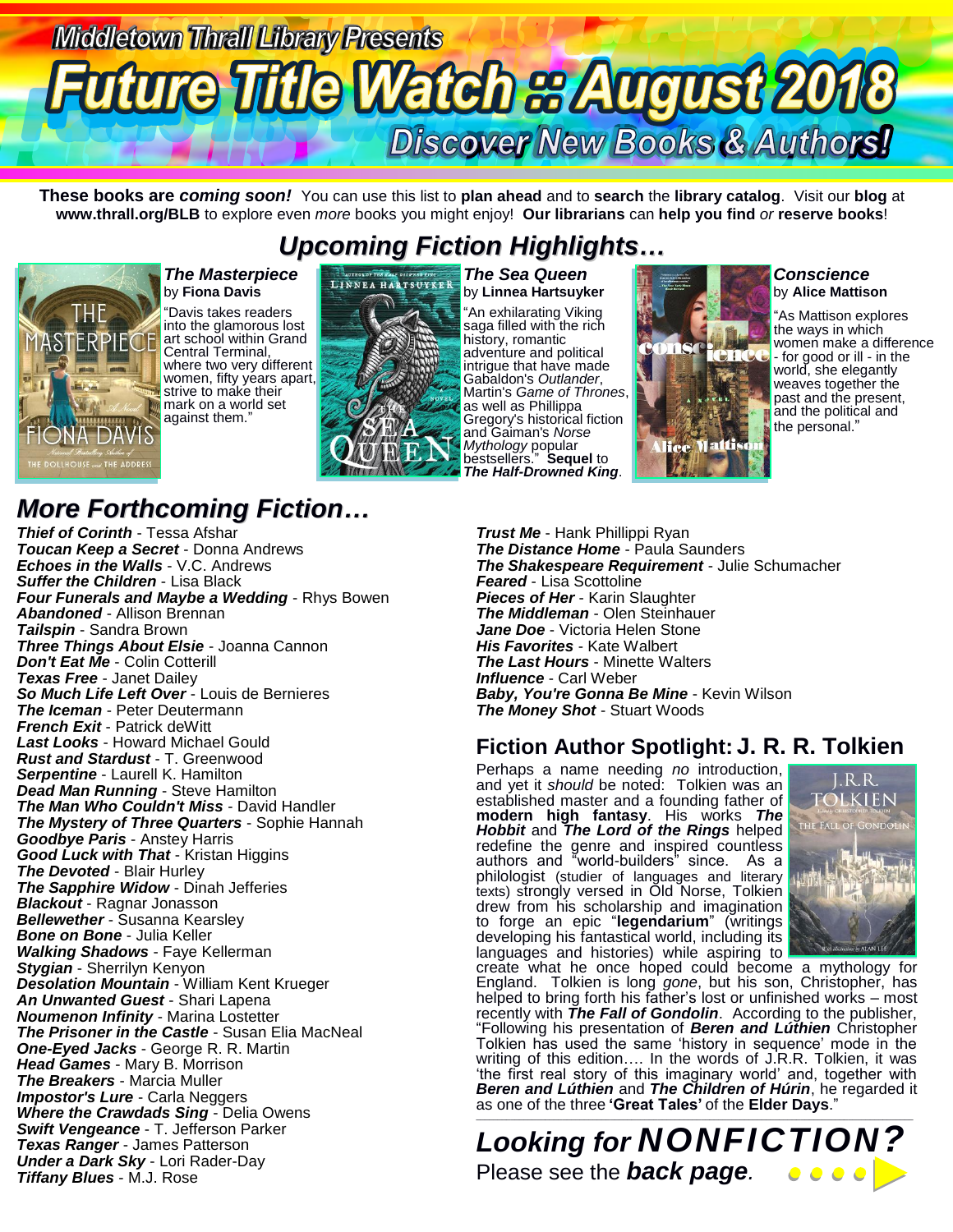Middletown Thrall Library Presents

# Future Title Watch :: August 2018

Discover New Books & Authors!

These books are *coming soon!* You can use this list to **plan ahead** and to **search** the **library catalog**. Visit our **blog** at **www.thrall.org/BLB** to explore even *more* books you might enjoy! **Our librarians** can **help you find** *or* **reserve books**!

## Upcoming Fiction Highlights…

***The Masterpiece*** by **Fiona Davis**

"Davis takes readers into the glamorous lost art school within Grand Central Terminal, where two very different women, fifty years apart, strive to make their mark on a world set against them."

***The Sea Queen*** by **Linnea Hartsuyker**

"An exhilarating Viking saga filled with the rich history, romantic adventure and political intrigue that have made Gabaldon's *Outlander*, Martin's *Game of Thrones*, as well as Phillippa Gregory's historical fiction and Gaiman's *Norse Mythology* popular bestsellers." **Sequel** to ***The Half-Drowned King***.

***Conscience*** by **Alice Mattison**

"As Mattison explores the ways in which women make a difference - for good or ill - in the world, she elegantly weaves together the past and the present, and the political and the personal."

## More Forthcoming Fiction…

- ***Thief of Corinth*** - Tessa Afshar
- ***Toucan Keep a Secret*** - Donna Andrews
- ***Echoes in the Walls*** - V.C. Andrews
- ***Suffer the Children*** - Lisa Black
- ***Four Funerals and Maybe a Wedding*** - Rhys Bowen
- ***Abandoned*** - Allison Brennan
- ***Tailspin*** - Sandra Brown
- ***Three Things About Elsie*** - Joanna Cannon
- ***Don't Eat Me*** - Colin Cotterill
- ***Texas Free*** - Janet Dailey
- ***So Much Life Left Over*** - Louis de Bernieres
- ***The Iceman*** - Peter Deutermann
- ***French Exit*** - Patrick deWitt
- ***Last Looks*** - Howard Michael Gould
- ***Rust and Stardust*** - T. Greenwood
- ***Serpentine*** - Laurell K. Hamilton
- ***Dead Man Running*** - Steve Hamilton
- ***The Man Who Couldn't Miss*** - David Handler
- ***The Mystery of Three Quarters*** - Sophie Hannah
- ***Goodbye Paris*** - Anstey Harris
- ***Good Luck with That*** - Kristan Higgins
- ***The Devoted*** - Blair Hurley
- ***The Sapphire Widow*** - Dinah Jefferies
- ***Blackout*** - Ragnar Jonasson
- ***Bellewether*** - Susanna Kearsley
- ***Bone on Bone*** - Julia Keller
- ***Walking Shadows*** - Faye Kellerman
- ***Stygian*** - Sherrilyn Kenyon
- ***Desolation Mountain*** - William Kent Krueger
- ***An Unwanted Guest*** - Shari Lapena
- ***Noumenon Infinity*** - Marina Lostetter
- ***The Prisoner in the Castle*** - Susan Elia MacNeal
- ***One-Eyed Jacks*** - George R. R. Martin
- ***Head Games*** - Mary B. Morrison
- ***The Breakers*** - Marcia Muller
- ***Impostor's Lure*** - Carla Neggers
- ***Where the Crawdads Sing*** - Delia Owens
- ***Swift Vengeance*** - T. Jefferson Parker
- ***Texas Ranger*** - James Patterson
- ***Under a Dark Sky*** - Lori Rader-Day
- ***Tiffany Blues*** - M.J. Rose
- ***Trust Me*** - Hank Phillippi Ryan
- ***The Distance Home*** - Paula Saunders
- ***The Shakespeare Requirement*** - Julie Schumacher
- ***Feared*** - Lisa Scottoline
- ***Pieces of Her*** - Karin Slaughter
- ***The Middleman*** - Olen Steinhauer
- ***Jane Doe*** - Victoria Helen Stone
- ***His Favorites*** - Kate Walbert
- ***The Last Hours*** - Minette Walters
- ***Influence*** - Carl Weber
- ***Baby, You're Gonna Be Mine*** - Kevin Wilson
- ***The Money Shot*** - Stuart Woods

## Fiction Author Spotlight: J. R. R. Tolkien

Perhaps a name needing *no* introduction, and yet it *should* be noted: Tolkien was an established master and a founding father of **modern high fantasy**. His works ***The Hobbit*** and ***The Lord of the Rings*** helped redefine the genre and inspired countless authors and "world-builders" since. As a philologist (studier of languages and literary texts) strongly versed in Old Norse, Tolkien drew from his scholarship and imagination to forge an epic "**legendarium**" (writings developing his fantastical world, including its languages and histories) while aspiring to create what he once hoped could become a mythology for England. Tolkien is long *gone*, but his son, Christopher, has helped to bring forth his father's lost or unfinished works – most recently with ***The Fall of Gondolin***. According to the publisher, "Following his presentation of ***Beren and Lúthien*** Christopher Tolkien has used the same 'history in sequence' mode in the writing of this edition…. In the words of J.R.R. Tolkien, it was 'the first real story of this imaginary world' and, together with ***Beren and Lúthien*** and ***The Children of Húrin***, he regarded it as one of the three **'Great Tales'** of the **Elder Days**."

## Looking for *NONFICTION?*

Please see the ***back page***.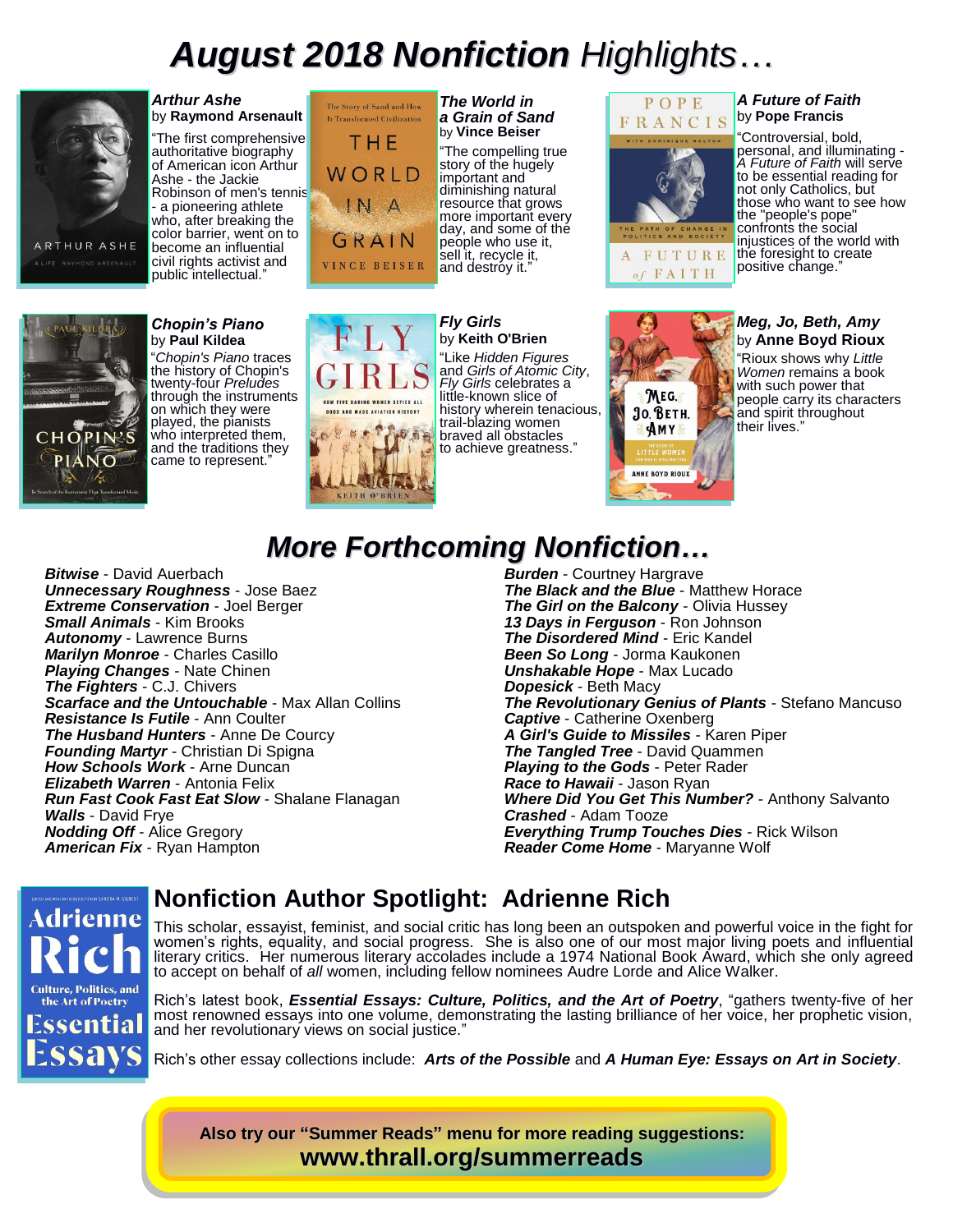# ***August 2018 Nonfiction*** *Highlights…*

***Arthur Ashe***
by **Raymond Arsenault**

"The first comprehensive authoritative biography of American icon Arthur Ashe - the Jackie Robinson of men's tennis - a pioneering athlete who, after breaking the color barrier, went on to become an influential civil rights activist and public intellectual."

***The World in a Grain of Sand***
by **Vince Beiser**

"The compelling true story of the hugely important and diminishing natural resource that grows more important every day, and some of the people who use it, sell it, recycle it, and destroy it."

***A Future of Faith***
by **Pope Francis**

"Controversial, bold, personal, and illuminating - *A Future of Faith* will serve to be essential reading for not only Catholics, but those who want to see how the "people's pope" confronts the social injustices of the world with the foresight to create positive change."

***Chopin's Piano***
by **Paul Kildea**

"*Chopin's Piano* traces the history of Chopin's twenty-four *Preludes* through the instruments on which they were played, the pianists who interpreted them, and the traditions they came to represent."

***Fly Girls***
by **Keith O'Brien**

"Like *Hidden Figures* and *Girls of Atomic City*, *Fly Girls* celebrates a little-known slice of history wherein tenacious, trail-blazing women braved all obstacles to achieve greatness."

***Meg, Jo, Beth, Amy***
by **Anne Boyd Rioux**

"Rioux shows why *Little Women* remains a book with such power that people carry its characters and spirit throughout their lives."

## ***More Forthcoming Nonfiction…***

***Bitwise*** - David Auerbach
***Unnecessary Roughness*** - Jose Baez
***Extreme Conservation*** - Joel Berger
***Small Animals*** - Kim Brooks
***Autonomy*** - Lawrence Burns
***Marilyn Monroe*** - Charles Casillo
***Playing Changes*** - Nate Chinen
***The Fighters*** - C.J. Chivers
***Scarface and the Untouchable*** - Max Allan Collins
***Resistance Is Futile*** - Ann Coulter
***The Husband Hunters*** - Anne De Courcy
***Founding Martyr*** - Christian Di Spigna
***How Schools Work*** - Arne Duncan
***Elizabeth Warren*** - Antonia Felix
***Run Fast Cook Fast Eat Slow*** - Shalane Flanagan
***Walls*** - David Frye
***Nodding Off*** - Alice Gregory
***American Fix*** - Ryan Hampton
***Burden*** - Courtney Hargrave
***The Black and the Blue*** - Matthew Horace
***The Girl on the Balcony*** - Olivia Hussey
***13 Days in Ferguson*** - Ron Johnson
***The Disordered Mind*** - Eric Kandel
***Been So Long*** - Jorma Kaukonen
***Unshakable Hope*** - Max Lucado
***Dopesick*** - Beth Macy
***The Revolutionary Genius of Plants*** - Stefano Mancuso
***Captive*** - Catherine Oxenberg
***A Girl's Guide to Missiles*** - Karen Piper
***The Tangled Tree*** - David Quammen
***Playing to the Gods*** - Peter Rader
***Race to Hawaii*** - Jason Ryan
***Where Did You Get This Number?*** - Anthony Salvanto
***Crashed*** - Adam Tooze
***Everything Trump Touches Dies*** - Rick Wilson
***Reader Come Home*** - Maryanne Wolf

## Nonfiction Author Spotlight: Adrienne Rich

This scholar, essayist, feminist, and social critic has long been an outspoken and powerful voice in the fight for women's rights, equality, and social progress. She is also one of our most major living poets and influential literary critics. Her numerous literary accolades include a 1974 National Book Award, which she only agreed to accept on behalf of *all* women, including fellow nominees Audre Lorde and Alice Walker.

Rich's latest book, ***Essential Essays: Culture, Politics, and the Art of Poetry***, "gathers twenty-five of her most renowned essays into one volume, demonstrating the lasting brilliance of her voice, her prophetic vision, and her revolutionary views on social justice."

Rich's other essay collections include: ***Arts of the Possible*** and ***A Human Eye: Essays on Art in Society***.

**Also try our "Summer Reads" menu for more reading suggestions:**
**www.thrall.org/summerreads**